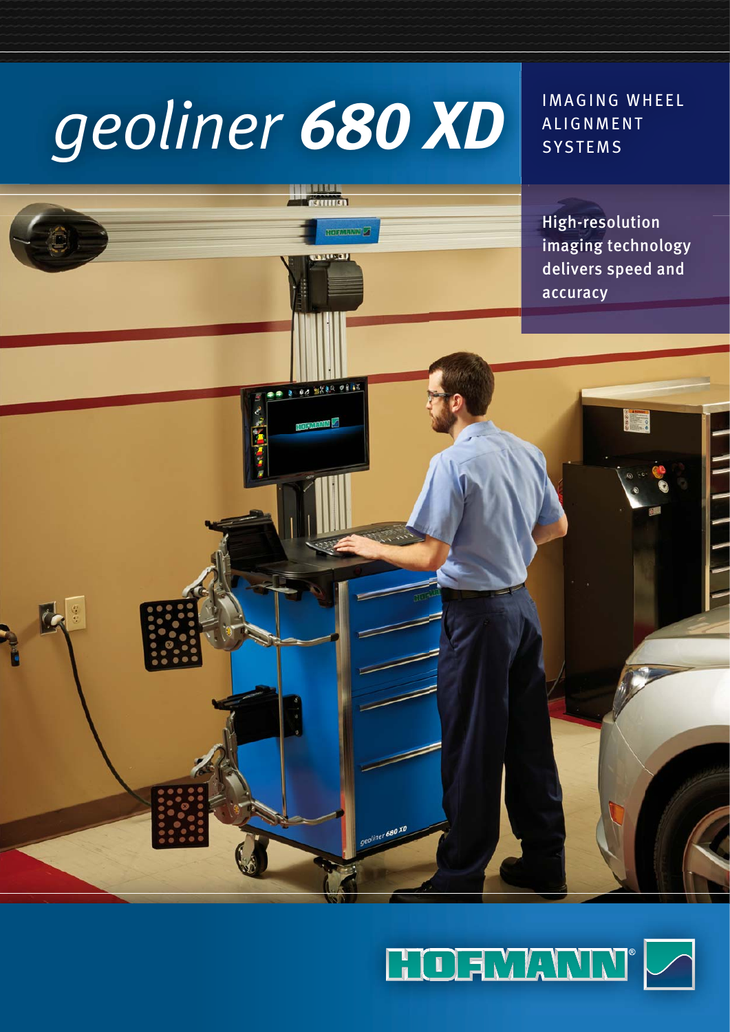# geoliner **680 XD**

IMAGING WHEEL ALIGNMENT SYSTEMS

**High-resolution imaging technology delivers speed and accuracy**

HOFMANN®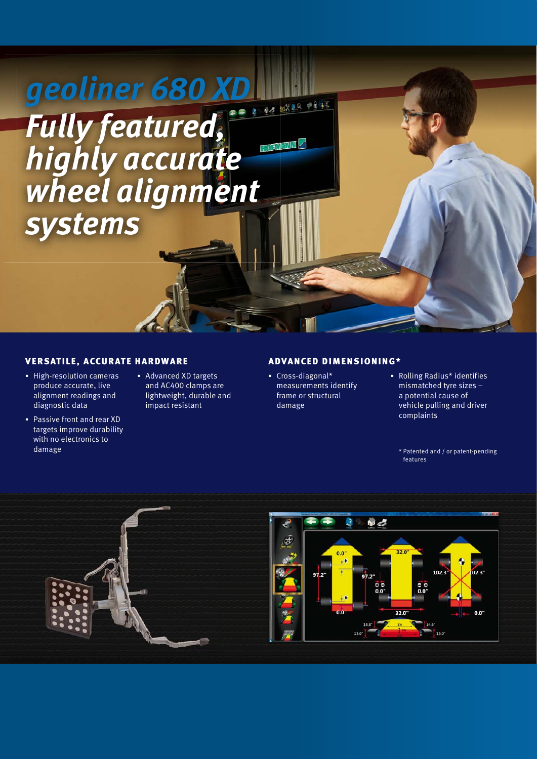# geoliner 680 XD

## *Fully featured, highly accurate wheel alignment systems*

### VERSATILE, ACCURATE HARDWARE

- High-resolution cameras produce accurate, live alignment readings and diagnostic data
- Passive front and rear XD targets improve durability with no electronics to damage
- Advanced XD targets and AC400 clamps are lightweight, durable and impact resistant

### ADVANCED DIMENSIONING*

- Cross-diagonal* measurements identify frame or structural damage
- Rolling Radius* identifies mismatched tyre sizes – a potential cause of vehicle pulling and driver complaints

\* Patented and / or patent-pending features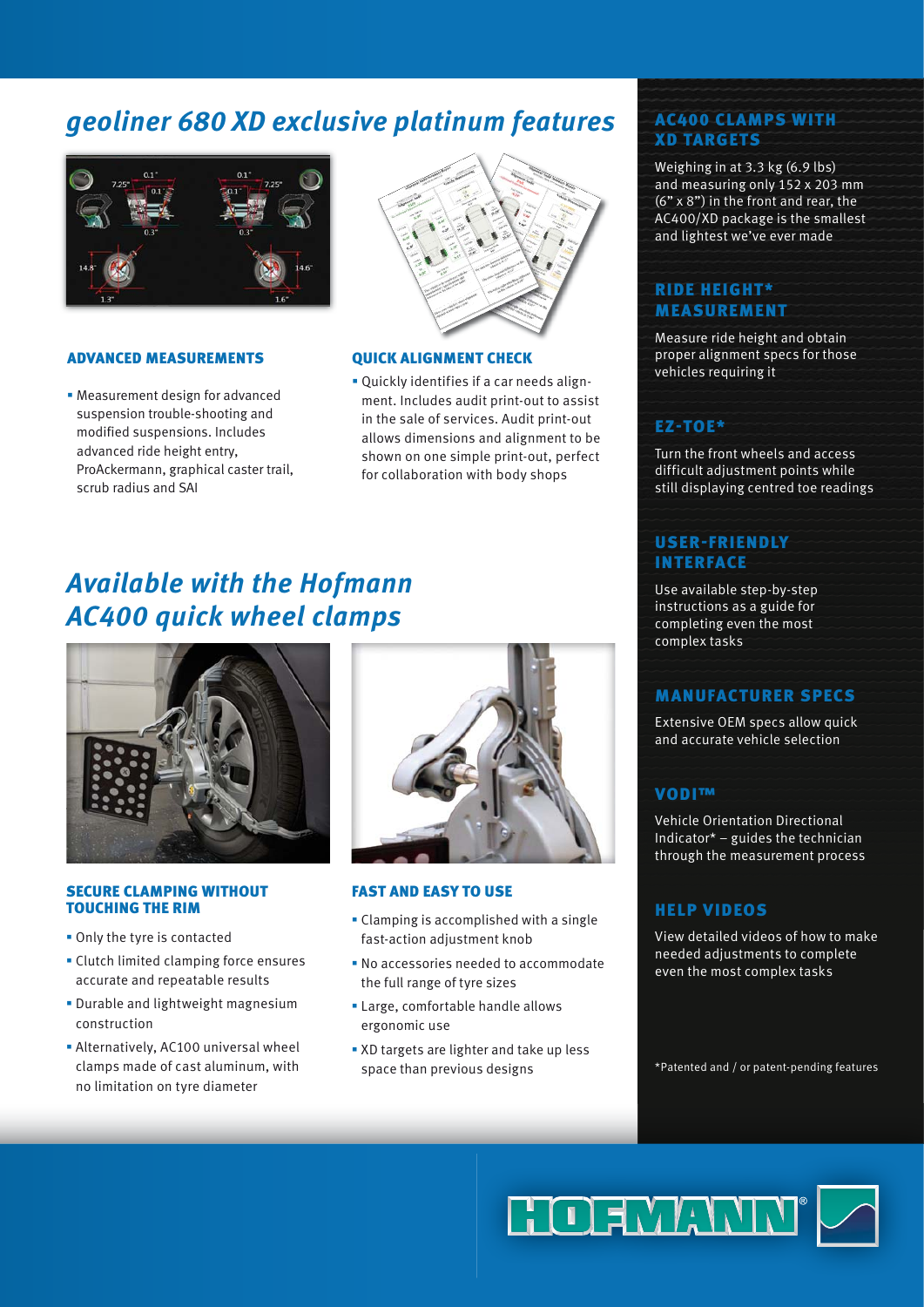## geoliner 680 XD exclusive platinum features

### ADVANCED MEASUREMENTS

- Measurement design for advanced suspension trouble-shooting and modified suspensions. Includes advanced ride height entry, ProAckermann, graphical caster trail, scrub radius and SAI

### QUICK ALIGNMENT CHECK

- Quickly identifies if a car needs alignment. Includes audit print-out to assist in the sale of services. Audit print-out allows dimensions and alignment to be shown on one simple print-out, perfect for collaboration with body shops

## Available with the Hofmann AC400 quick wheel clamps

### SECURE CLAMPING WITHOUT TOUCHING THE RIM

- Only the tyre is contacted
- Clutch limited clamping force ensures accurate and repeatable results
- Durable and lightweight magnesium construction
- Alternatively, AC100 universal wheel clamps made of cast aluminum, with no limitation on tyre diameter

### FAST AND EASY TO USE

- Clamping is accomplished with a single fast-action adjustment knob
- No accessories needed to accommodate the full range of tyre sizes
- Large, comfortable handle allows ergonomic use
- XD targets are lighter and take up less space than previous designs

### AC400 CLAMPS WITH XD TARGETS

Weighing in at 3.3 kg (6.9 lbs) and measuring only 152 x 203 mm (6" x 8") in the front and rear, the AC400/XD package is the smallest and lightest we've ever made

### RIDE HEIGHT* MEASUREMENT

Measure ride height and obtain proper alignment specs for those vehicles requiring it

### EZ-TOE*

Turn the front wheels and access difficult adjustment points while still displaying centred toe readings

### USER-FRIENDLY INTERFACE

Use available step-by-step instructions as a guide for completing even the most complex tasks

### MANUFACTURER SPECS

Extensive OEM specs allow quick and accurate vehicle selection

### VODI™

Vehicle Orientation Directional Indicator* – guides the technician through the measurement process

### HELP VIDEOS

View detailed videos of how to make needed adjustments to complete even the most complex tasks

*Patented and / or patent-pending features

HOFMANN®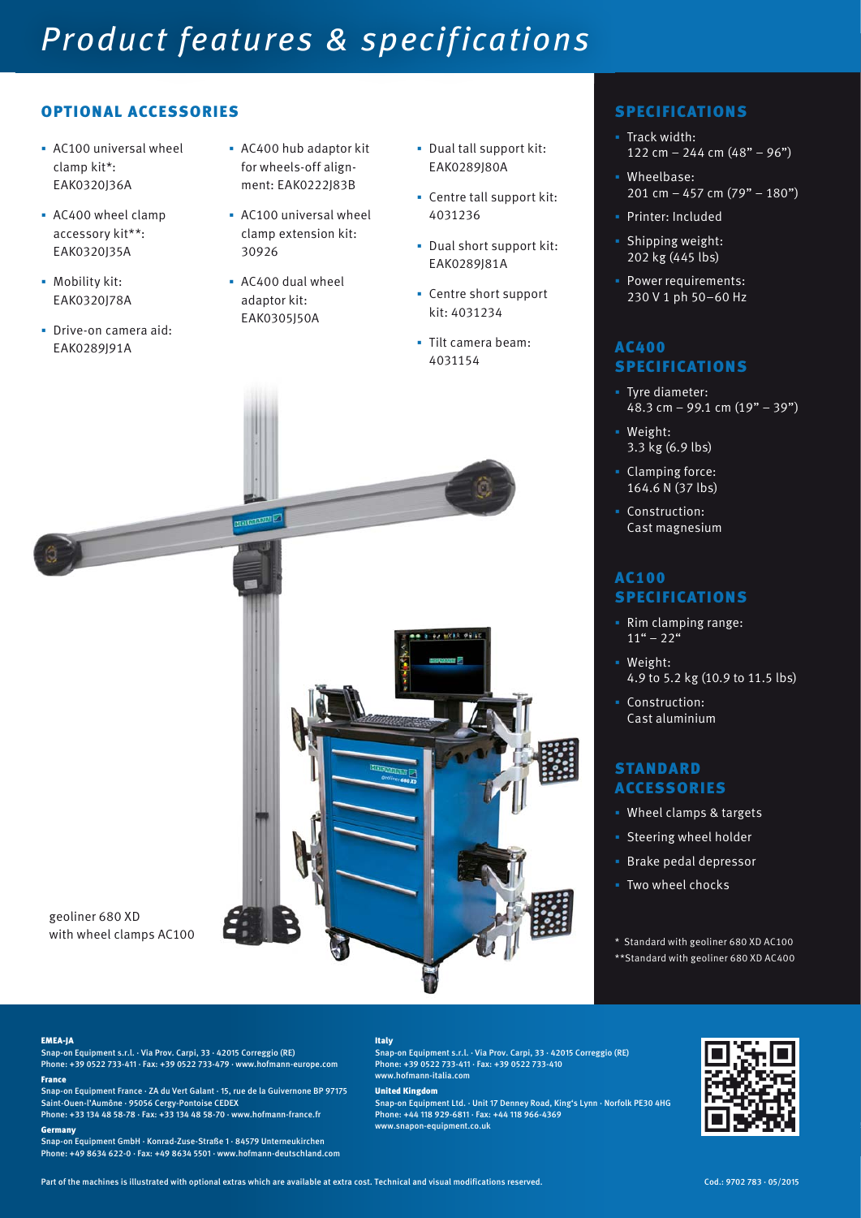# Product features & specifications

## OPTIONAL ACCESSORIES

- AC100 universal wheel clamp kit*: EAK0320J36A
- AC400 wheel clamp accessory kit**: EAK0320J35A
- Mobility kit: EAK0320J78A
- Drive-on camera aid: EAK0289J91A
- AC400 hub adaptor kit for wheels-off alignment: EAK0222J83B
- AC100 universal wheel clamp extension kit: 30926
- AC400 dual wheel adaptor kit: EAK0305J50A
- Dual tall support kit: EAK0289J80A
- Centre tall support kit: 4031236
- Dual short support kit: EAK0289J81A
- Centre short support kit: 4031234
- Tilt camera beam: 4031154

geoliner 680 XD
with wheel clamps AC100

## SPECIFICATIONS

- Track width: 122 cm – 244 cm (48” – 96”)
- Wheelbase: 201 cm – 457 cm (79” – 180”)
- Printer: Included
- Shipping weight: 202 kg (445 lbs)
- Power requirements: 230 V 1 ph 50–60 Hz

## AC400 SPECIFICATIONS

- Tyre diameter: 48.3 cm – 99.1 cm (19” – 39”)
- Weight: 3.3 kg (6.9 lbs)
- Clamping force: 164.6 N (37 lbs)
- Construction: Cast magnesium

## AC100 SPECIFICATIONS

- Rim clamping range: 11“ – 22“
- Weight: 4.9 to 5.2 kg (10.9 to 11.5 lbs)
- Construction: Cast aluminium

## STANDARD ACCESSORIES

- Wheel clamps & targets
- Steering wheel holder
- Brake pedal depressor
- Two wheel chocks

\* Standard with geoliner 680 XD AC100
\*\*Standard with geoliner 680 XD AC400

**EMEA-JA**
Snap-on Equipment s.r.l. · Via Prov. Carpi, 33 · 42015 Correggio (RE)
Phone: +39 0522 733-411 · Fax: +39 0522 733-479 · www.hofmann-europe.com

**France**
Snap-on Equipment France · ZA du Vert Galant · 15, rue de la Guivernone BP 97175
Saint-Ouen-l'Aumône · 95056 Cergy-Pontoise CEDEX
Phone: +33 134 48 58-78 · Fax: +33 134 48 58-70 · www.hofmann-france.fr

**Germany**
Snap-on Equipment GmbH · Konrad-Zuse-Straße 1 · 84579 Unterneukirchen
Phone: +49 8634 622-0 · Fax: +49 8634 5501 · www.hofmann-deutschland.com

**Italy**
Snap-on Equipment s.r.l. · Via Prov. Carpi, 33 · 42015 Correggio (RE)
Phone: +39 0522 733-411 · Fax: +39 0522 733-410
www.hofmann-italia.com

**United Kingdom**
Snap-on Equipment Ltd. · Unit 17 Denney Road, King's Lynn · Norfolk PE30 4HG
Phone: +44 118 929-6811 · Fax: +44 118 966-4369
www.snapon-equipment.co.uk

Part of the machines is illustrated with optional extras which are available at extra cost. Technical and visual modifications reserved.

Cod.: 9702 783 · 05/2015